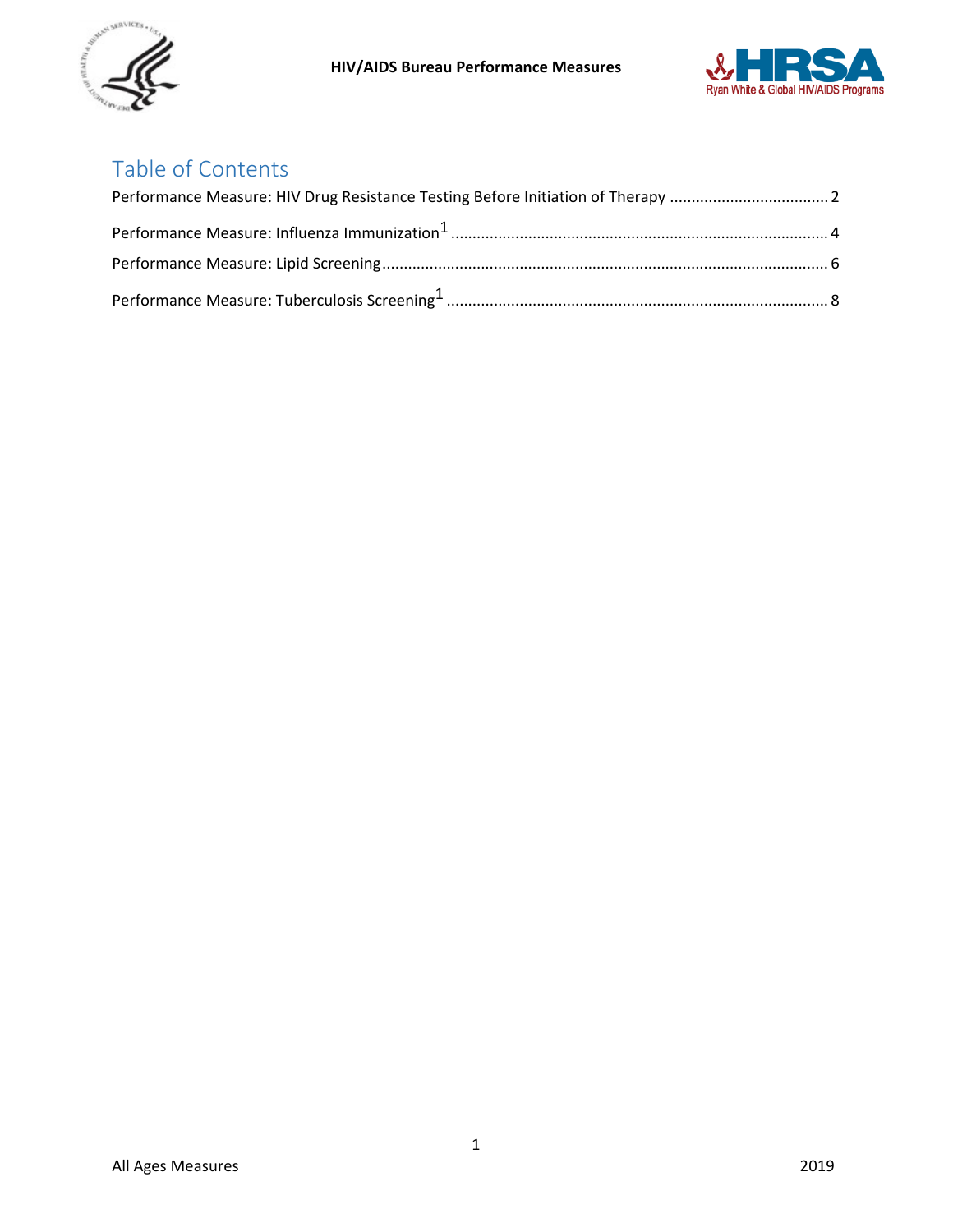# Table of Contents

Performance Measure: HIV Drug Resistance Testing Before Initiation of Therapy .................................... 2

Performance Measure: Influenza Immunization[1] ........................................................................ 4

Performance Measure: Lipid Screening ....................................................................................... 6

Performance Measure: Tuberculosis Screening[1] ........................................................................ 8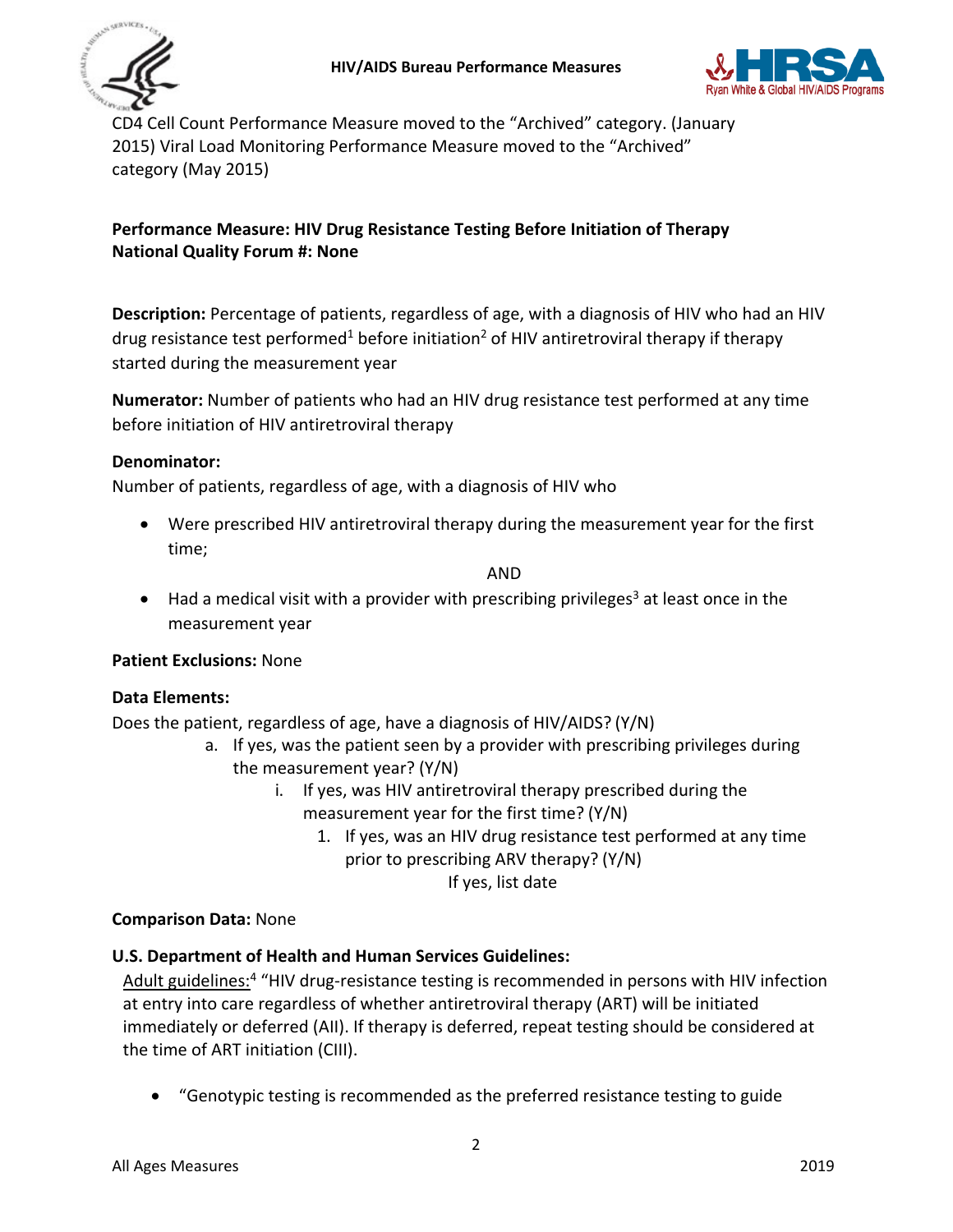CD4 Cell Count Performance Measure moved to the "Archived" category. (January 2015) Viral Load Monitoring Performance Measure moved to the "Archived" category (May 2015)

## Performance Measure: HIV Drug Resistance Testing Before Initiation of Therapy
**National Quality Forum #: None**

**Description:** Percentage of patients, regardless of age, with a diagnosis of HIV who had an HIV drug resistance test performed[1] before initiation[2] of HIV antiretroviral therapy if therapy started during the measurement year

**Numerator:** Number of patients who had an HIV drug resistance test performed at any time before initiation of HIV antiretroviral therapy

**Denominator:**
Number of patients, regardless of age, with a diagnosis of HIV who

- Were prescribed HIV antiretroviral therapy during the measurement year for the first time;

AND

- Had a medical visit with a provider with prescribing privileges[3] at least once in the measurement year

**Patient Exclusions:** None

**Data Elements:**
Does the patient, regardless of age, have a diagnosis of HIV/AIDS? (Y/N)

a. If yes, was the patient seen by a provider with prescribing privileges during the measurement year? (Y/N)
   i. If yes, was HIV antiretroviral therapy prescribed during the measurement year for the first time? (Y/N)
      1. If yes, was an HIV drug resistance test performed at any time prior to prescribing ARV therapy? (Y/N)
         If yes, list date

**Comparison Data:** None

**U.S. Department of Health and Human Services Guidelines:**

Adult guidelines:[4] "HIV drug-resistance testing is recommended in persons with HIV infection at entry into care regardless of whether antiretroviral therapy (ART) will be initiated immediately or deferred (AII). If therapy is deferred, repeat testing should be considered at the time of ART initiation (CIII).

- "Genotypic testing is recommended as the preferred resistance testing to guide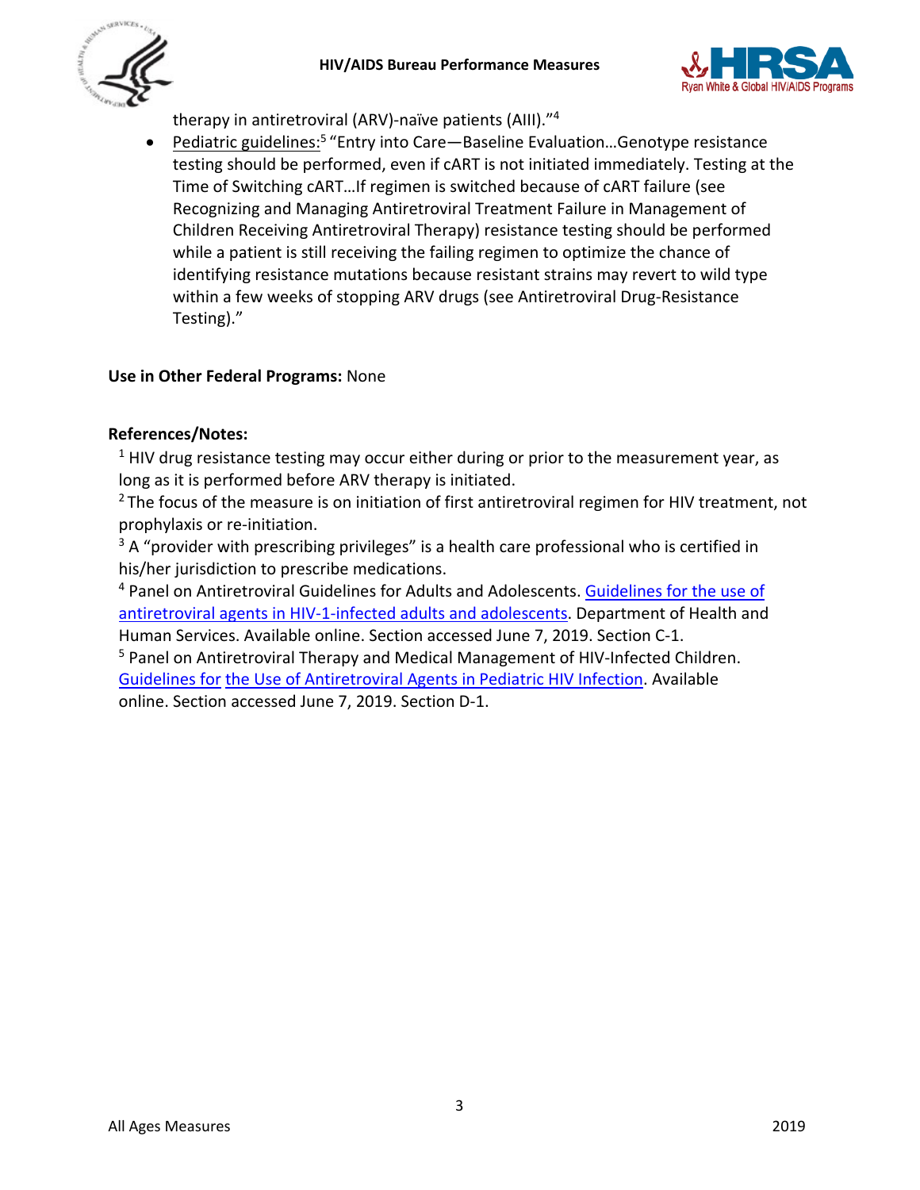therapy in antiretroviral (ARV)-naïve patients (AIII)."[4]

- Pediatric guidelines:[5] "Entry into Care—Baseline Evaluation…Genotype resistance testing should be performed, even if cART is not initiated immediately. Testing at the Time of Switching cART…If regimen is switched because of cART failure (see Recognizing and Managing Antiretroviral Treatment Failure in Management of Children Receiving Antiretroviral Therapy) resistance testing should be performed while a patient is still receiving the failing regimen to optimize the chance of identifying resistance mutations because resistant strains may revert to wild type within a few weeks of stopping ARV drugs (see Antiretroviral Drug-Resistance Testing)."

**Use in Other Federal Programs:** None

**References/Notes:**

[1] HIV drug resistance testing may occur either during or prior to the measurement year, as long as it is performed before ARV therapy is initiated.

[2] The focus of the measure is on initiation of first antiretroviral regimen for HIV treatment, not prophylaxis or re-initiation.

[3] A "provider with prescribing privileges" is a health care professional who is certified in his/her jurisdiction to prescribe medications.

[4] Panel on Antiretroviral Guidelines for Adults and Adolescents. Guidelines for the use of antiretroviral agents in HIV-1-infected adults and adolescents. Department of Health and Human Services. Available online. Section accessed June 7, 2019. Section C-1.

[5] Panel on Antiretroviral Therapy and Medical Management of HIV-Infected Children. Guidelines for the Use of Antiretroviral Agents in Pediatric HIV Infection. Available online. Section accessed June 7, 2019. Section D-1.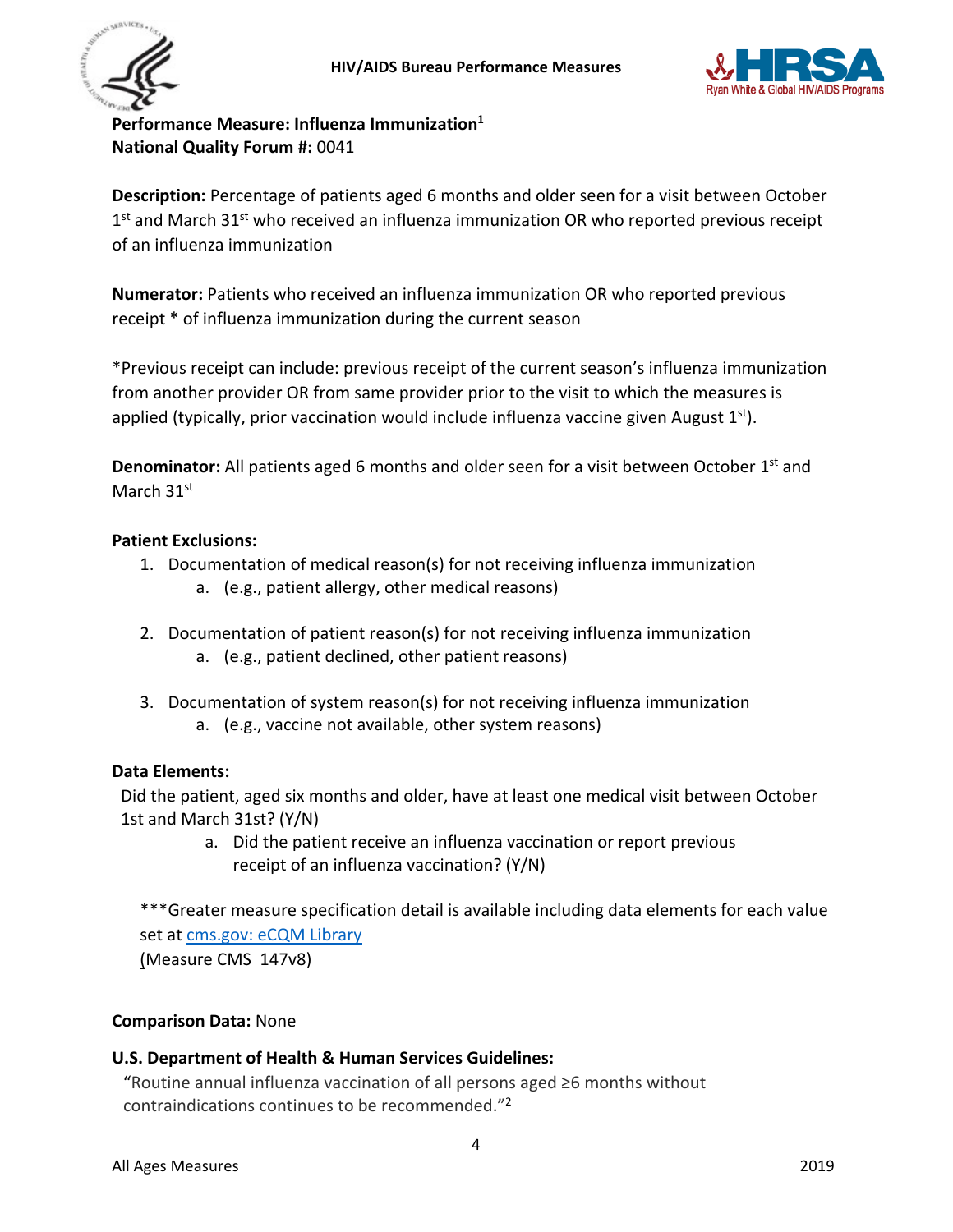**Performance Measure: Influenza Immunization**[1]
**National Quality Forum #:** 0041

**Description:** Percentage of patients aged 6 months and older seen for a visit between October 1st and March 31st who received an influenza immunization OR who reported previous receipt of an influenza immunization

**Numerator:** Patients who received an influenza immunization OR who reported previous receipt * of influenza immunization during the current season

*Previous receipt can include: previous receipt of the current season's influenza immunization from another provider OR from same provider prior to the visit to which the measures is applied (typically, prior vaccination would include influenza vaccine given August 1st).

**Denominator:** All patients aged 6 months and older seen for a visit between October 1st and March 31st

**Patient Exclusions:**

1. Documentation of medical reason(s) for not receiving influenza immunization
    a. (e.g., patient allergy, other medical reasons)
2. Documentation of patient reason(s) for not receiving influenza immunization
    a. (e.g., patient declined, other patient reasons)
3. Documentation of system reason(s) for not receiving influenza immunization
    a. (e.g., vaccine not available, other system reasons)

**Data Elements:**

Did the patient, aged six months and older, have at least one medical visit between October 1st and March 31st? (Y/N)

a. Did the patient receive an influenza vaccination or report previous receipt of an influenza vaccination? (Y/N)

***Greater measure specification detail is available including data elements for each value set at cms.gov: eCQM Library
(Measure CMS 147v8)

**Comparison Data:** None

**U.S. Department of Health & Human Services Guidelines:**

"Routine annual influenza vaccination of all persons aged ≥6 months without contraindications continues to be recommended."[2]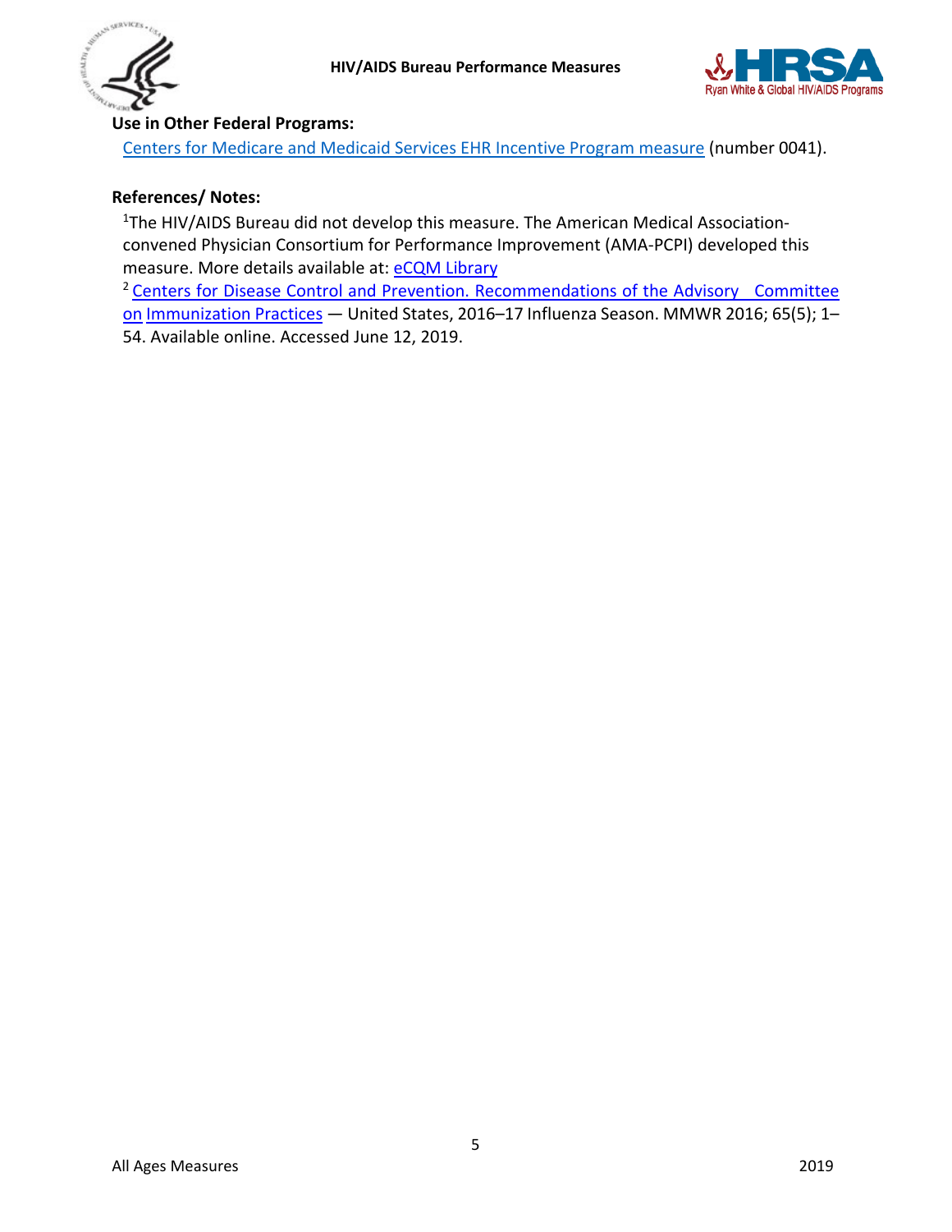**Use in Other Federal Programs:**

Centers for Medicare and Medicaid Services EHR Incentive Program measure (number 0041).

**References/ Notes:**

[1]The HIV/AIDS Bureau did not develop this measure. The American Medical Association-convened Physician Consortium for Performance Improvement (AMA-PCPI) developed this measure. More details available at: eCQM Library

[2] Centers for Disease Control and Prevention. Recommendations of the Advisory Committee on Immunization Practices — United States, 2016–17 Influenza Season. MMWR 2016; 65(5); 1–54. Available online. Accessed June 12, 2019.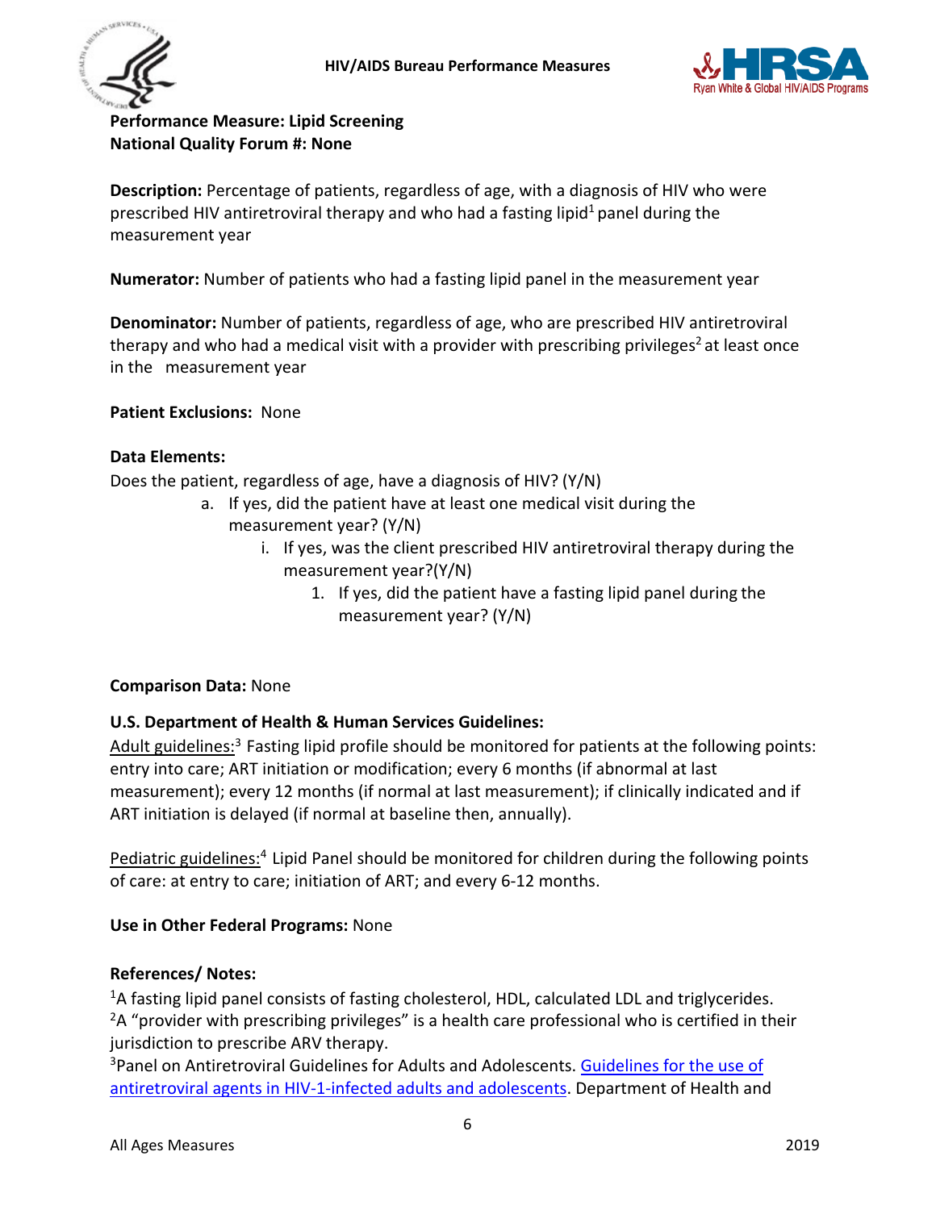**Performance Measure: Lipid Screening**
**National Quality Forum #: None**

**Description:** Percentage of patients, regardless of age, with a diagnosis of HIV who were prescribed HIV antiretroviral therapy and who had a fasting lipid[1] panel during the measurement year

**Numerator:** Number of patients who had a fasting lipid panel in the measurement year

**Denominator:** Number of patients, regardless of age, who are prescribed HIV antiretroviral therapy and who had a medical visit with a provider with prescribing privileges[2] at least once in the measurement year

**Patient Exclusions:** None

**Data Elements:**

Does the patient, regardless of age, have a diagnosis of HIV? (Y/N)

- a. If yes, did the patient have at least one medical visit during the measurement year? (Y/N)
  - i. If yes, was the client prescribed HIV antiretroviral therapy during the measurement year?(Y/N)
    - 1. If yes, did the patient have a fasting lipid panel during the measurement year? (Y/N)

**Comparison Data:** None

**U.S. Department of Health & Human Services Guidelines:**

Adult guidelines:[3] Fasting lipid profile should be monitored for patients at the following points: entry into care; ART initiation or modification; every 6 months (if abnormal at last measurement); every 12 months (if normal at last measurement); if clinically indicated and if ART initiation is delayed (if normal at baseline then, annually).

Pediatric guidelines:[4] Lipid Panel should be monitored for children during the following points of care: at entry to care; initiation of ART; and every 6-12 months.

**Use in Other Federal Programs:** None

**References/ Notes:**

[1]A fasting lipid panel consists of fasting cholesterol, HDL, calculated LDL and triglycerides.
[2]A "provider with prescribing privileges" is a health care professional who is certified in their jurisdiction to prescribe ARV therapy.
[3]Panel on Antiretroviral Guidelines for Adults and Adolescents. Guidelines for the use of antiretroviral agents in HIV-1-infected adults and adolescents. Department of Health and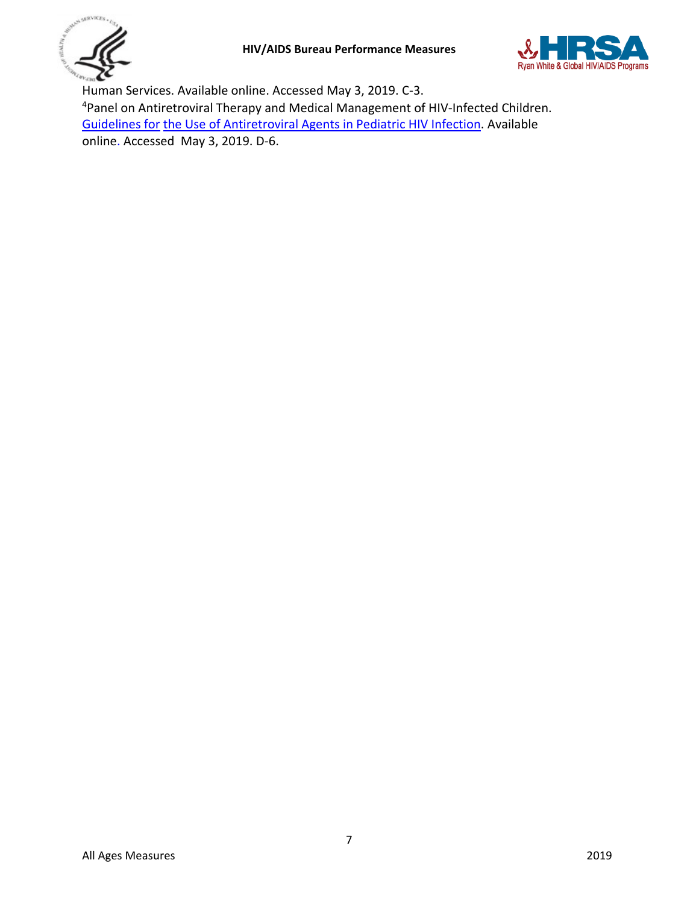Human Services. Available online. Accessed May 3, 2019. C-3.

[4]Panel on Antiretroviral Therapy and Medical Management of HIV-Infected Children. Guidelines for the Use of Antiretroviral Agents in Pediatric HIV Infection. Available online. Accessed May 3, 2019. D-6.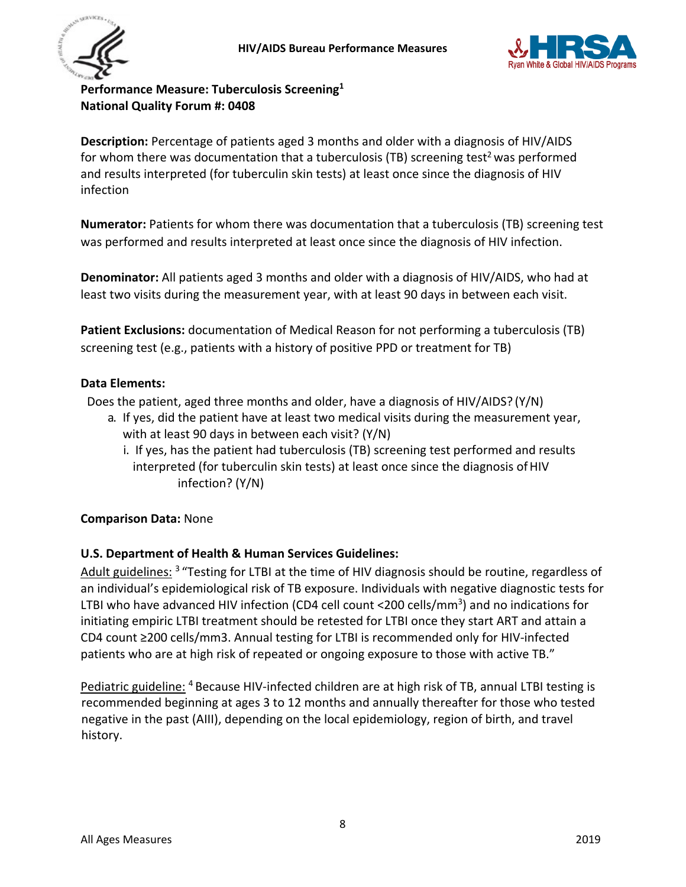## Performance Measure: Tuberculosis Screening[1]

**National Quality Forum #: 0408**

**Description:** Percentage of patients aged 3 months and older with a diagnosis of HIV/AIDS for whom there was documentation that a tuberculosis (TB) screening test[2] was performed and results interpreted (for tuberculin skin tests) at least once since the diagnosis of HIV infection

**Numerator:** Patients for whom there was documentation that a tuberculosis (TB) screening test was performed and results interpreted at least once since the diagnosis of HIV infection.

**Denominator:** All patients aged 3 months and older with a diagnosis of HIV/AIDS, who had at least two visits during the measurement year, with at least 90 days in between each visit.

**Patient Exclusions:** documentation of Medical Reason for not performing a tuberculosis (TB) screening test (e.g., patients with a history of positive PPD or treatment for TB)

**Data Elements:**

Does the patient, aged three months and older, have a diagnosis of HIV/AIDS? (Y/N)

a. If yes, did the patient have at least two medical visits during the measurement year, with at least 90 days in between each visit? (Y/N)
   i. If yes, has the patient had tuberculosis (TB) screening test performed and results interpreted (for tuberculin skin tests) at least once since the diagnosis of HIV infection? (Y/N)

**Comparison Data:** None

**U.S. Department of Health & Human Services Guidelines:**

Adult guidelines: [3] "Testing for LTBI at the time of HIV diagnosis should be routine, regardless of an individual's epidemiological risk of TB exposure. Individuals with negative diagnostic tests for LTBI who have advanced HIV infection (CD4 cell count <200 cells/mm$^3$) and no indications for initiating empiric LTBI treatment should be retested for LTBI once they start ART and attain a CD4 count ≥200 cells/mm3. Annual testing for LTBI is recommended only for HIV-infected patients who are at high risk of repeated or ongoing exposure to those with active TB."

Pediatric guideline: [4] Because HIV-infected children are at high risk of TB, annual LTBI testing is recommended beginning at ages 3 to 12 months and annually thereafter for those who tested negative in the past (AIII), depending on the local epidemiology, region of birth, and travel history.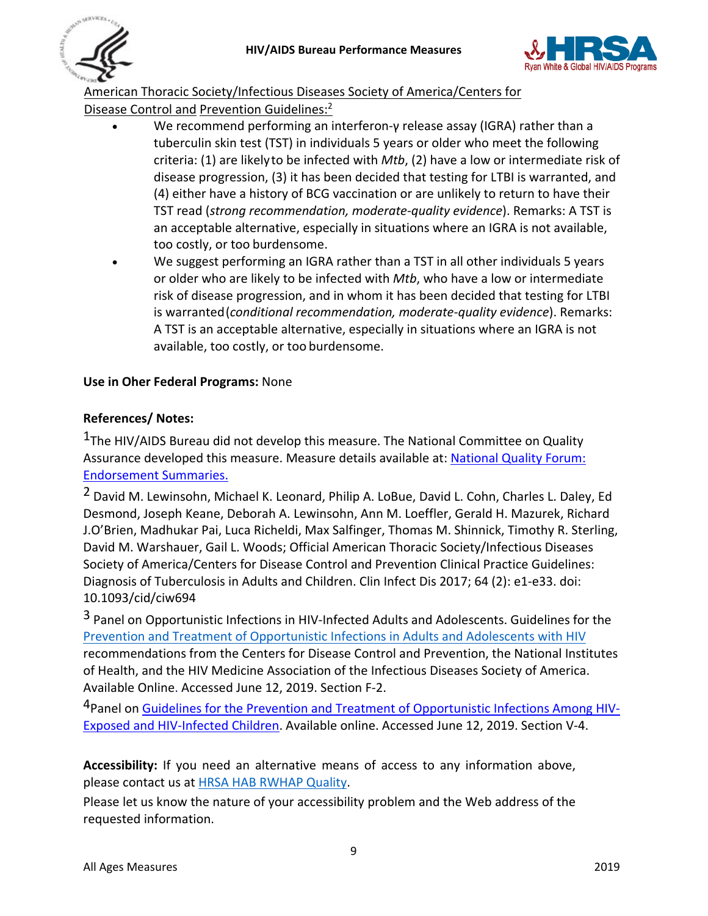American Thoracic Society/Infectious Diseases Society of America/Centers for Disease Control and Prevention Guidelines:[2]

- We recommend performing an interferon-γ release assay (IGRA) rather than a tuberculin skin test (TST) in individuals 5 years or older who meet the following criteria: (1) are likely to be infected with *Mtb*, (2) have a low or intermediate risk of disease progression, (3) it has been decided that testing for LTBI is warranted, and (4) either have a history of BCG vaccination or are unlikely to return to have their TST read (*strong recommendation, moderate-quality evidence*). Remarks: A TST is an acceptable alternative, especially in situations where an IGRA is not available, too costly, or too burdensome.
- We suggest performing an IGRA rather than a TST in all other individuals 5 years or older who are likely to be infected with *Mtb*, who have a low or intermediate risk of disease progression, and in whom it has been decided that testing for LTBI is warranted (*conditional recommendation, moderate-quality evidence*). Remarks: A TST is an acceptable alternative, especially in situations where an IGRA is not available, too costly, or too burdensome.

**Use in Oher Federal Programs:** None

**References/ Notes:**

[1]The HIV/AIDS Bureau did not develop this measure. The National Committee on Quality Assurance developed this measure. Measure details available at: National Quality Forum: Endorsement Summaries.

[2] David M. Lewinsohn, Michael K. Leonard, Philip A. LoBue, David L. Cohn, Charles L. Daley, Ed Desmond, Joseph Keane, Deborah A. Lewinsohn, Ann M. Loeffler, Gerald H. Mazurek, Richard J.O'Brien, Madhukar Pai, Luca Richeldi, Max Salfinger, Thomas M. Shinnick, Timothy R. Sterling, David M. Warshauer, Gail L. Woods; Official American Thoracic Society/Infectious Diseases Society of America/Centers for Disease Control and Prevention Clinical Practice Guidelines: Diagnosis of Tuberculosis in Adults and Children. Clin Infect Dis 2017; 64 (2): e1-e33. doi: 10.1093/cid/ciw694

[3] Panel on Opportunistic Infections in HIV-Infected Adults and Adolescents. Guidelines for the Prevention and Treatment of Opportunistic Infections in Adults and Adolescents with HIV recommendations from the Centers for Disease Control and Prevention, the National Institutes of Health, and the HIV Medicine Association of the Infectious Diseases Society of America. Available Online. Accessed June 12, 2019. Section F-2.

[4]Panel on Guidelines for the Prevention and Treatment of Opportunistic Infections Among HIV-Exposed and HIV-Infected Children. Available online. Accessed June 12, 2019. Section V-4.

**Accessibility:** If you need an alternative means of access to any information above, please contact us at HRSA HAB RWHAP Quality.

Please let us know the nature of your accessibility problem and the Web address of the requested information.